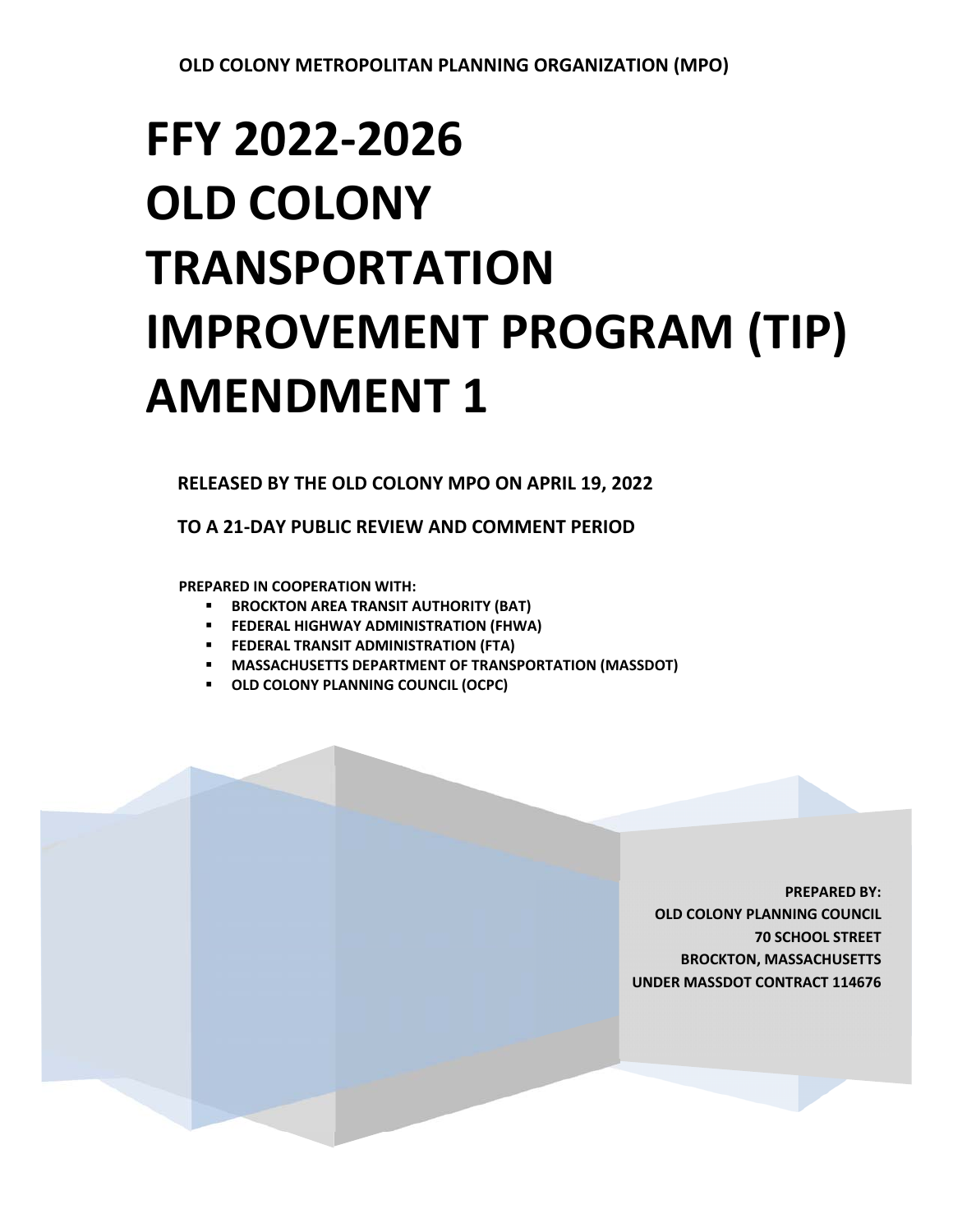**OLD COLONY METROPOLITAN PLANNING ORGANIZATION (MPO)**

# FFY 2022-2026 OLD COLONY TRANSPORTATION IMPROVEMENT PROGRAM (TIP) AMENDMENT 1

**RELEASED BY THE OLD COLONY MPO ON APRIL 19, 2022**

**TO A 21-DAY PUBLIC REVIEW AND COMMENT PERIOD**

**PREPARED IN COOPERATION WITH:**

- **BROCKTON AREA TRANSIT AUTHORITY (BAT)**
- **FEDERAL HIGHWAY ADMINISTRATION (FHWA)**
- **FEDERAL TRANSIT ADMINISTRATION (FTA)**
- **MASSACHUSETTS DEPARTMENT OF TRANSPORTATION (MASSDOT)**
- **OLD COLONY PLANNING COUNCIL (OCPC)**

**PREPARED BY:**
**OLD COLONY PLANNING COUNCIL**
**70 SCHOOL STREET**
**BROCKTON, MASSACHUSETTS**
**UNDER MASSDOT CONTRACT 114676**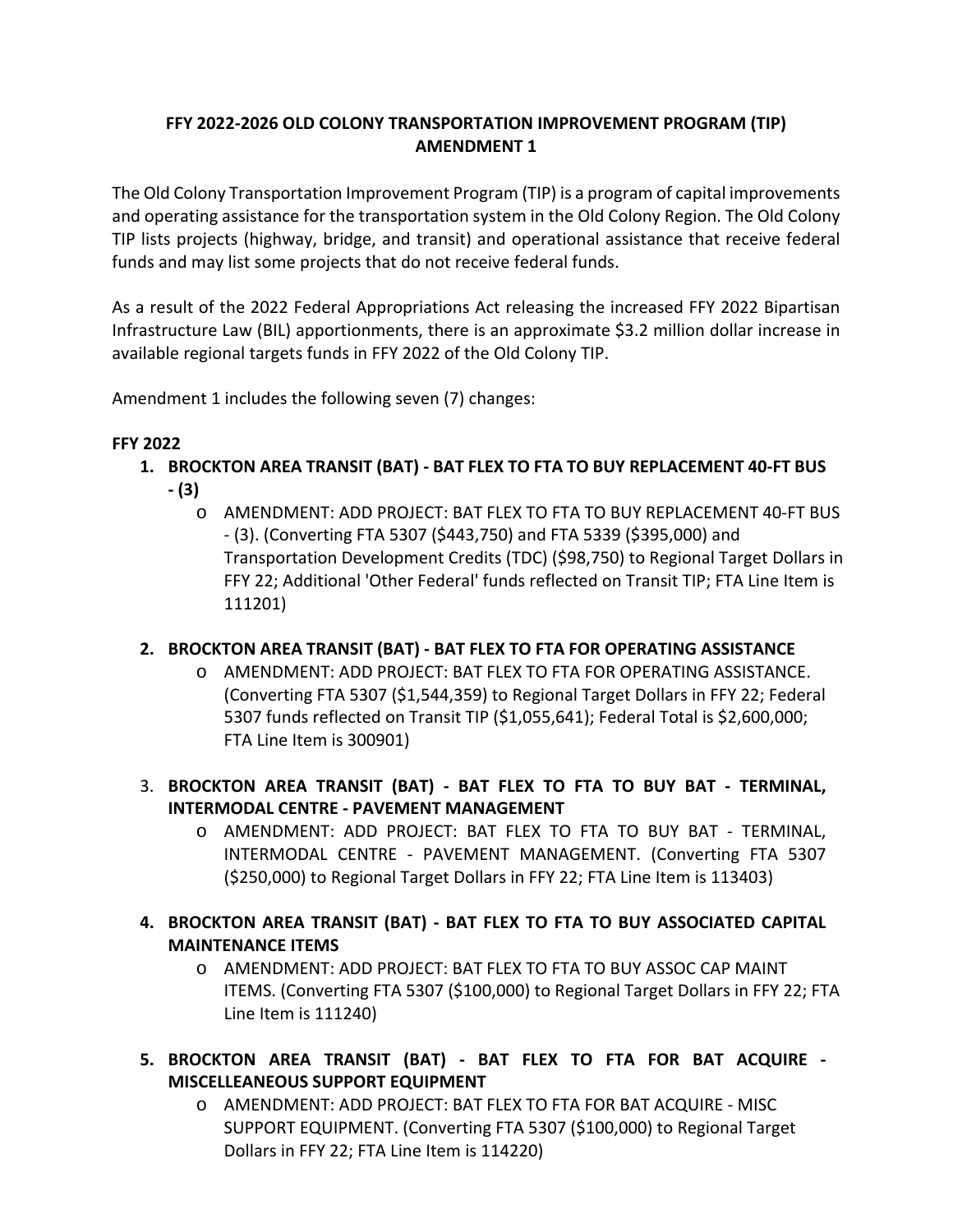**FFY 2022-2026 OLD COLONY TRANSPORTATION IMPROVEMENT PROGRAM (TIP) AMENDMENT 1**

The Old Colony Transportation Improvement Program (TIP) is a program of capital improvements and operating assistance for the transportation system in the Old Colony Region. The Old Colony TIP lists projects (highway, bridge, and transit) and operational assistance that receive federal funds and may list some projects that do not receive federal funds.

As a result of the 2022 Federal Appropriations Act releasing the increased FFY 2022 Bipartisan Infrastructure Law (BIL) apportionments, there is an approximate $3.2 million dollar increase in available regional targets funds in FFY 2022 of the Old Colony TIP.

Amendment 1 includes the following seven (7) changes:

**FFY 2022**

1. **BROCKTON AREA TRANSIT (BAT) - BAT FLEX TO FTA TO BUY REPLACEMENT 40-FT BUS - (3)**
   - AMENDMENT: ADD PROJECT: BAT FLEX TO FTA TO BUY REPLACEMENT 40-FT BUS - (3). (Converting FTA 5307 ($443,750) and FTA 5339 ($395,000) and Transportation Development Credits (TDC) ($98,750) to Regional Target Dollars in FFY 22; Additional 'Other Federal' funds reflected on Transit TIP; FTA Line Item is 111201)

2. **BROCKTON AREA TRANSIT (BAT) - BAT FLEX TO FTA FOR OPERATING ASSISTANCE**
   - AMENDMENT: ADD PROJECT: BAT FLEX TO FTA FOR OPERATING ASSISTANCE. (Converting FTA 5307 ($1,544,359) to Regional Target Dollars in FFY 22; Federal 5307 funds reflected on Transit TIP ($1,055,641); Federal Total is $2,600,000; FTA Line Item is 300901)

3. **BROCKTON AREA TRANSIT (BAT) - BAT FLEX TO FTA TO BUY BAT - TERMINAL, INTERMODAL CENTRE - PAVEMENT MANAGEMENT**
   - AMENDMENT: ADD PROJECT: BAT FLEX TO FTA TO BUY BAT - TERMINAL, INTERMODAL CENTRE - PAVEMENT MANAGEMENT. (Converting FTA 5307 ($250,000) to Regional Target Dollars in FFY 22; FTA Line Item is 113403)

4. **BROCKTON AREA TRANSIT (BAT) - BAT FLEX TO FTA TO BUY ASSOCIATED CAPITAL MAINTENANCE ITEMS**
   - AMENDMENT: ADD PROJECT: BAT FLEX TO FTA TO BUY ASSOC CAP MAINT ITEMS. (Converting FTA 5307 ($100,000) to Regional Target Dollars in FFY 22; FTA Line Item is 111240)

5. **BROCKTON AREA TRANSIT (BAT) - BAT FLEX TO FTA FOR BAT ACQUIRE - MISCELLEANEOUS SUPPORT EQUIPMENT**
   - AMENDMENT: ADD PROJECT: BAT FLEX TO FTA FOR BAT ACQUIRE - MISC SUPPORT EQUIPMENT. (Converting FTA 5307 ($100,000) to Regional Target Dollars in FFY 22; FTA Line Item is 114220)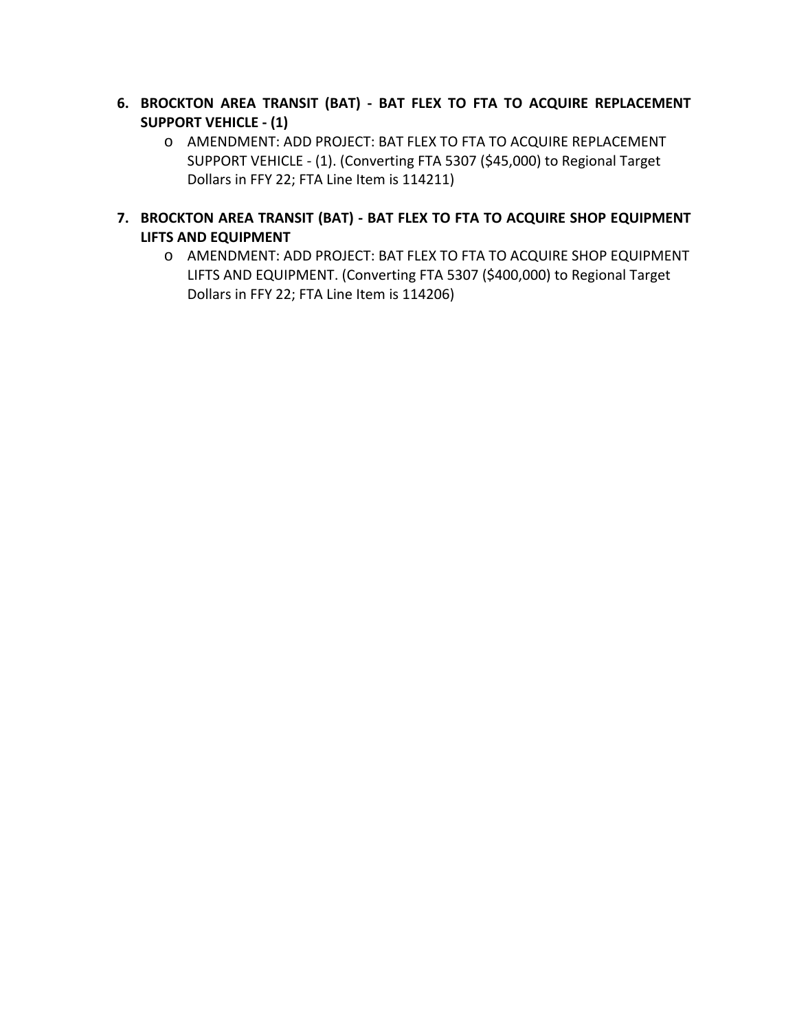6. **BROCKTON AREA TRANSIT (BAT) - BAT FLEX TO FTA TO ACQUIRE REPLACEMENT SUPPORT VEHICLE - (1)**
    - AMENDMENT: ADD PROJECT: BAT FLEX TO FTA TO ACQUIRE REPLACEMENT SUPPORT VEHICLE - (1). (Converting FTA 5307 ($45,000) to Regional Target Dollars in FFY 22; FTA Line Item is 114211)

7. **BROCKTON AREA TRANSIT (BAT) - BAT FLEX TO FTA TO ACQUIRE SHOP EQUIPMENT LIFTS AND EQUIPMENT**
    - AMENDMENT: ADD PROJECT: BAT FLEX TO FTA TO ACQUIRE SHOP EQUIPMENT LIFTS AND EQUIPMENT. (Converting FTA 5307 ($400,000) to Regional Target Dollars in FFY 22; FTA Line Item is 114206)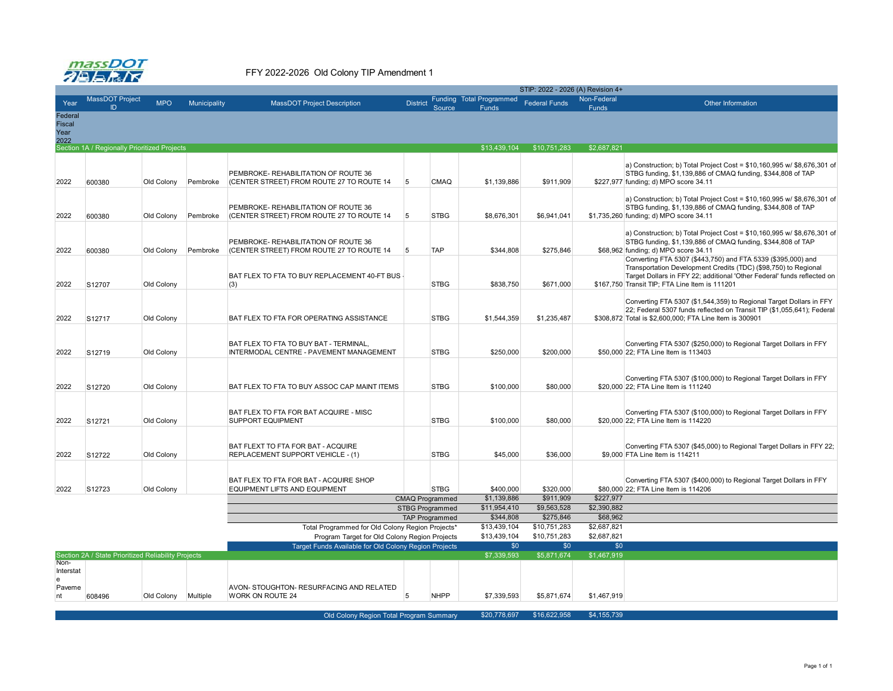# FFY 2022-2026 Old Colony TIP Amendment 1

STIP: 2022 - 2026 (A) Revision 4+

| Year | MassDOT Project ID | MPO | Municipality | MassDOT Project Description | District | Funding Source | Total Programmed Funds | Federal Funds | Non-Federal Funds | Other Information |
|---|---|---|---|---|---|---|---|---|---|---|
| Federal Fiscal Year 2022 | | | | | | | | | | |
| Section 1A / Regionally Prioritized Projects | | | | | | | $13,439,104 | $10,751,283 | $2,687,821 | |
| 2022 | 600380 | Old Colony | Pembroke | PEMBROKE- REHABILITATION OF ROUTE 36 (CENTER STREET) FROM ROUTE 27 TO ROUTE 14 | 5 | CMAQ | $1,139,886 | $911,909 | $227,977 | a) Construction; b) Total Project Cost = $10,160,995 w/ $8,676,301 of STBG funding, $1,139,886 of CMAQ funding, $344,808 of TAP funding; d) MPO score 34.11 |
| 2022 | 600380 | Old Colony | Pembroke | PEMBROKE- REHABILITATION OF ROUTE 36 (CENTER STREET) FROM ROUTE 27 TO ROUTE 14 | 5 | STBG | $8,676,301 | $6,941,041 | $1,735,260 | a) Construction; b) Total Project Cost = $10,160,995 w/ $8,676,301 of STBG funding, $1,139,886 of CMAQ funding, $344,808 of TAP funding; d) MPO score 34.11 |
| 2022 | 600380 | Old Colony | Pembroke | PEMBROKE- REHABILITATION OF ROUTE 36 (CENTER STREET) FROM ROUTE 27 TO ROUTE 14 | 5 | TAP | $344,808 | $275,846 | $68,962 | a) Construction; b) Total Project Cost = $10,160,995 w/ $8,676,301 of STBG funding, $1,139,886 of CMAQ funding, $344,808 of TAP funding; d) MPO score 34.11 |
| 2022 | S12707 | Old Colony | | BAT FLEX TO FTA TO BUY REPLACEMENT 40-FT BUS - (3) | | STBG | $838,750 | $671,000 | $167,750 | Converting FTA 5307 ($443,750) and FTA 5339 ($395,000) and Transportation Development Credits (TDC) ($98,750) to Regional Target Dollars in FFY 22; additional 'Other Federal' funds reflected on Transit TIP; FTA Line Item is 111201 |
| 2022 | S12717 | Old Colony | | BAT FLEX TO FTA FOR OPERATING ASSISTANCE | | STBG | $1,544,359 | $1,235,487 | $308,872 | Converting FTA 5307 ($1,544,359) to Regional Target Dollars in FFY 22; Federal 5307 funds reflected on Transit TIP ($1,055,641); Federal Total is $2,600,000; FTA Line Item is 300901 |
| 2022 | S12719 | Old Colony | | BAT FLEX TO FTA TO BUY BAT - TERMINAL, INTERMODAL CENTRE - PAVEMENT MANAGEMENT | | STBG | $250,000 | $200,000 | $50,000 | Converting FTA 5307 ($250,000) to Regional Target Dollars in FFY 22; FTA Line Item is 113403 |
| 2022 | S12720 | Old Colony | | BAT FLEX TO FTA TO BUY ASSOC CAP MAINT ITEMS | | STBG | $100,000 | $80,000 | $20,000 | Converting FTA 5307 ($100,000) to Regional Target Dollars in FFY 22; FTA Line Item is 111240 |
| 2022 | S12721 | Old Colony | | BAT FLEX TO FTA FOR BAT ACQUIRE - MISC SUPPORT EQUIPMENT | | STBG | $100,000 | $80,000 | $20,000 | Converting FTA 5307 ($100,000) to Regional Target Dollars in FFY 22; FTA Line Item is 114220 |
| 2022 | S12722 | Old Colony | | BAT FLEXT TO FTA FOR BAT - ACQUIRE REPLACEMENT SUPPORT VEHICLE - (1) | | STBG | $45,000 | $36,000 | $9,000 | Converting FTA 5307 ($45,000) to Regional Target Dollars in FFY 22; FTA Line Item is 114211 |
| 2022 | S12723 | Old Colony | | BAT FLEX TO FTA FOR BAT - ACQUIRE SHOP EQUIPMENT LIFTS AND EQUIPMENT | | STBG | $400,000 | $320,000 | $80,000 | Converting FTA 5307 ($400,000) to Regional Target Dollars in FFY 22; FTA Line Item is 114206 |
| | | | | | | CMAQ Programmed | $1,139,886 | $911,909 | $227,977 | |
| | | | | | | STBG Programmed | $11,954,410 | $9,563,528 | $2,390,882 | |
| | | | | | | TAP Programmed | $344,808 | $275,846 | $68,962 | |
| | | | | Total Programmed for Old Colony Region Projects* | | | $13,439,104 | $10,751,283 | $2,687,821 | |
| | | | | Program Target for Old Colony Region Projects | | | $13,439,104 | $10,751,283 | $2,687,821 | |
| | | | | Target Funds Available for Old Colony Region Projects | | | $0 | $0 | $0 | |
| Section 2A / State Prioritized Reliability Projects | | | | | | | $7,339,593 | $5,871,674 | $1,467,919 | |
| Non-Interstate Pavement | 608496 | Old Colony | Multiple | AVON- STOUGHTON- RESURFACING AND RELATED WORK ON ROUTE 24 | 5 | NHPP | $7,339,593 | $5,871,674 | $1,467,919 | |
| | | | | Old Colony Region Total Program Summary | | | $20,778,697 | $16,622,958 | $4,155,739 | |